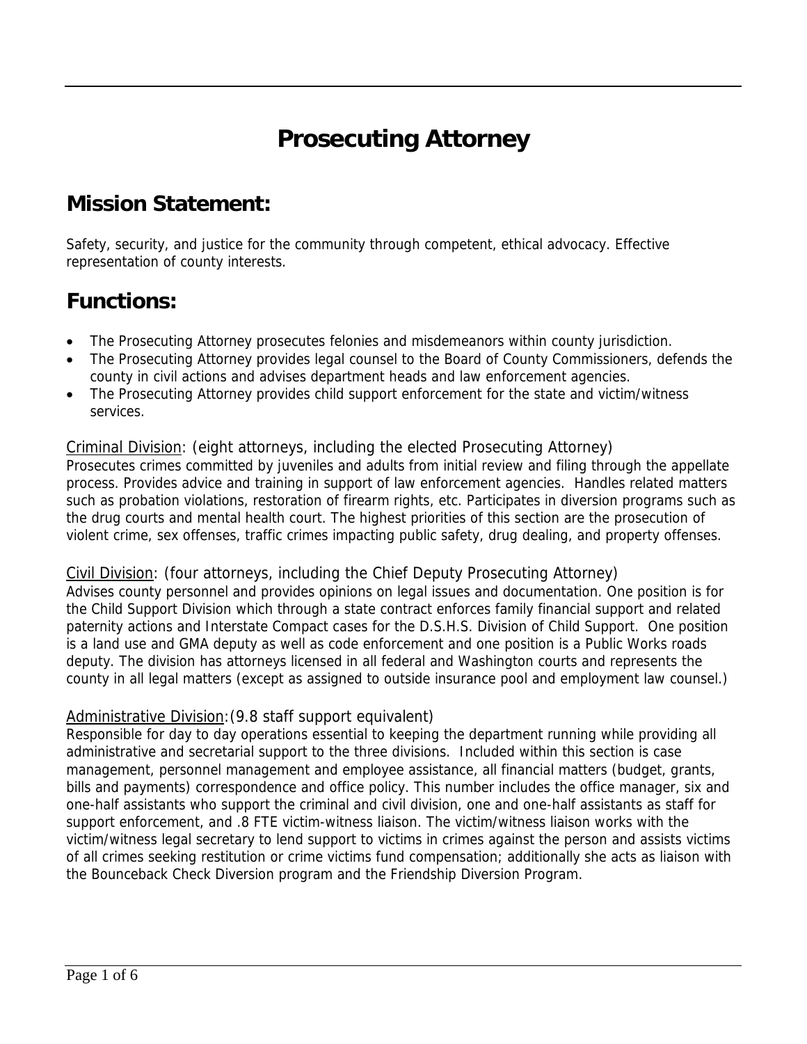# Prosecuting Attorney

## Mission Statement:

Safety, security, and justice for the community through competent, ethical advocacy. Effective representation of county interests.

## Functions:

- The Prosecuting Attorney prosecutes felonies and misdemeanors within county jurisdiction.
- The Prosecuting Attorney provides legal counsel to the Board of County Commissioners, defends the county in civil actions and advises department heads and law enforcement agencies.
- The Prosecuting Attorney provides child support enforcement for the state and victim/witness services.

Criminal Division: (eight attorneys, including the elected Prosecuting Attorney)
Prosecutes crimes committed by juveniles and adults from initial review and filing through the appellate process. Provides advice and training in support of law enforcement agencies. Handles related matters such as probation violations, restoration of firearm rights, etc. Participates in diversion programs such as the drug courts and mental health court. The highest priorities of this section are the prosecution of violent crime, sex offenses, traffic crimes impacting public safety, drug dealing, and property offenses.

Civil Division: (four attorneys, including the Chief Deputy Prosecuting Attorney)
Advises county personnel and provides opinions on legal issues and documentation. One position is for the Child Support Division which through a state contract enforces family financial support and related paternity actions and Interstate Compact cases for the D.S.H.S. Division of Child Support. One position is a land use and GMA deputy as well as code enforcement and one position is a Public Works roads deputy. The division has attorneys licensed in all federal and Washington courts and represents the county in all legal matters (except as assigned to outside insurance pool and employment law counsel.)

Administrative Division: (9.8 staff support equivalent)
Responsible for day to day operations essential to keeping the department running while providing all administrative and secretarial support to the three divisions. Included within this section is case management, personnel management and employee assistance, all financial matters (budget, grants, bills and payments) correspondence and office policy. This number includes the office manager, six and one-half assistants who support the criminal and civil division, one and one-half assistants as staff for support enforcement, and .8 FTE victim-witness liaison. The victim/witness liaison works with the victim/witness legal secretary to lend support to victims in crimes against the person and assists victims of all crimes seeking restitution or crime victims fund compensation; additionally she acts as liaison with the Bounceback Check Diversion program and the Friendship Diversion Program.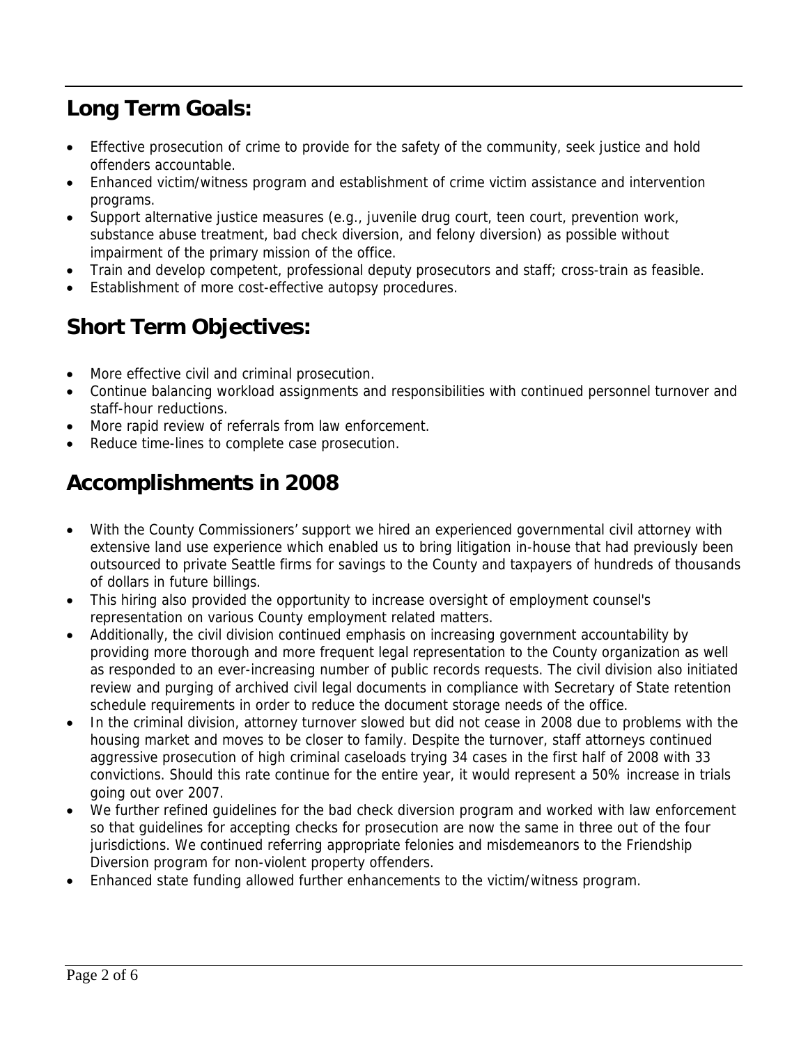## Long Term Goals:

- Effective prosecution of crime to provide for the safety of the community, seek justice and hold offenders accountable.
- Enhanced victim/witness program and establishment of crime victim assistance and intervention programs.
- Support alternative justice measures (e.g., juvenile drug court, teen court, prevention work, substance abuse treatment, bad check diversion, and felony diversion) as possible without impairment of the primary mission of the office.
- Train and develop competent, professional deputy prosecutors and staff; cross-train as feasible.
- Establishment of more cost-effective autopsy procedures.

## Short Term Objectives:

- More effective civil and criminal prosecution.
- Continue balancing workload assignments and responsibilities with continued personnel turnover and staff-hour reductions.
- More rapid review of referrals from law enforcement.
- Reduce time-lines to complete case prosecution.

## Accomplishments in 2008

- With the County Commissioners' support we hired an experienced governmental civil attorney with extensive land use experience which enabled us to bring litigation in-house that had previously been outsourced to private Seattle firms for savings to the County and taxpayers of hundreds of thousands of dollars in future billings.
- This hiring also provided the opportunity to increase oversight of employment counsel's representation on various County employment related matters.
- Additionally, the civil division continued emphasis on increasing government accountability by providing more thorough and more frequent legal representation to the County organization as well as responded to an ever-increasing number of public records requests. The civil division also initiated review and purging of archived civil legal documents in compliance with Secretary of State retention schedule requirements in order to reduce the document storage needs of the office.
- In the criminal division, attorney turnover slowed but did not cease in 2008 due to problems with the housing market and moves to be closer to family. Despite the turnover, staff attorneys continued aggressive prosecution of high criminal caseloads trying 34 cases in the first half of 2008 with 33 convictions. Should this rate continue for the entire year, it would represent a 50% increase in trials going out over 2007.
- We further refined guidelines for the bad check diversion program and worked with law enforcement so that guidelines for accepting checks for prosecution are now the same in three out of the four jurisdictions. We continued referring appropriate felonies and misdemeanors to the Friendship Diversion program for non-violent property offenders.
- Enhanced state funding allowed further enhancements to the victim/witness program.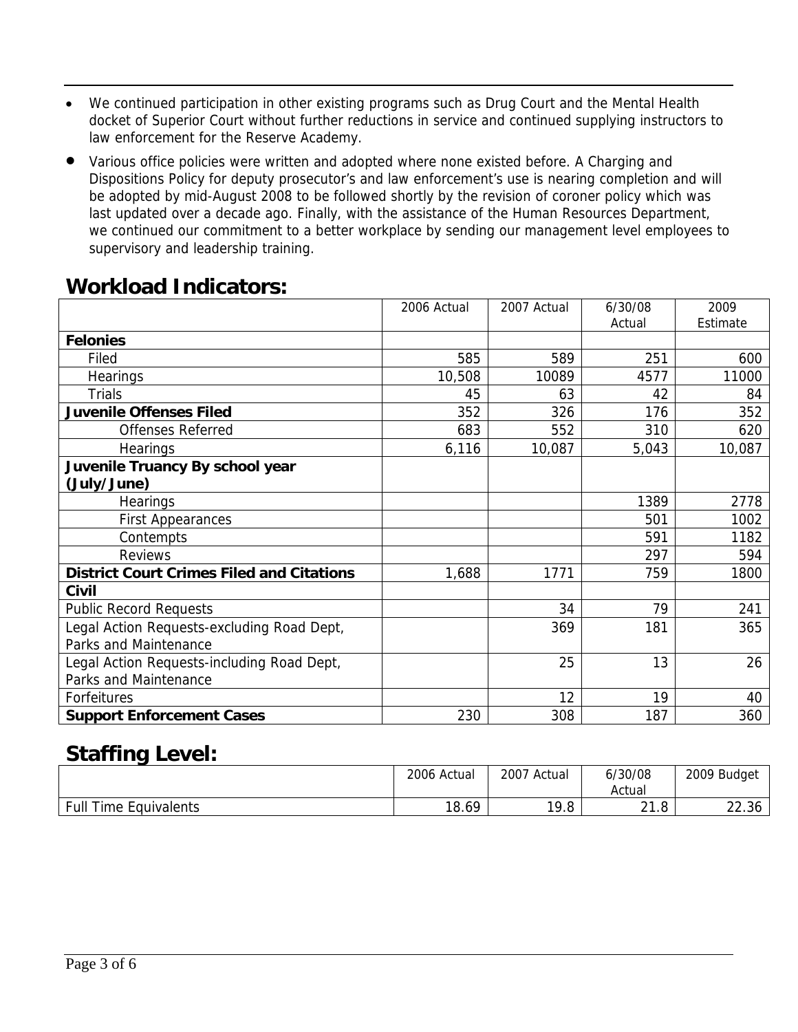- We continued participation in other existing programs such as Drug Court and the Mental Health docket of Superior Court without further reductions in service and continued supplying instructors to law enforcement for the Reserve Academy.
- Various office policies were written and adopted where none existed before. A Charging and Dispositions Policy for deputy prosecutor's and law enforcement's use is nearing completion and will be adopted by mid-August 2008 to be followed shortly by the revision of coroner policy which was last updated over a decade ago. Finally, with the assistance of the Human Resources Department, we continued our commitment to a better workplace by sending our management level employees to supervisory and leadership training.

## Workload Indicators:

| | 2006 Actual | 2007 Actual | 6/30/08 Actual | 2009 Estimate |
|---|---|---|---|---|
| **Felonies** | | | | |
| Filed | 585 | 589 | 251 | 600 |
| Hearings | 10,508 | 10089 | 4577 | 11000 |
| Trials | 45 | 63 | 42 | 84 |
| **Juvenile Offenses Filed** | 352 | 326 | 176 | 352 |
| Offenses Referred | 683 | 552 | 310 | 620 |
| Hearings | 6,116 | 10,087 | 5,043 | 10,087 |
| **Juvenile Truancy By school year (July/June)** | | | | |
| Hearings | | | 1389 | 2778 |
| First Appearances | | | 501 | 1002 |
| Contempts | | | 591 | 1182 |
| Reviews | | | 297 | 594 |
| **District Court Crimes Filed and Citations** | 1,688 | 1771 | 759 | 1800 |
| **Civil** | | | | |
| Public Record Requests | | 34 | 79 | 241 |
| Legal Action Requests-excluding Road Dept, Parks and Maintenance | | 369 | 181 | 365 |
| Legal Action Requests-including Road Dept, Parks and Maintenance | | 25 | 13 | 26 |
| Forfeitures | | 12 | 19 | 40 |
| **Support Enforcement Cases** | 230 | 308 | 187 | 360 |

## Staffing Level:

| | 2006 Actual | 2007 Actual | 6/30/08 Actual | 2009 Budget |
|---|---|---|---|---|
| Full Time Equivalents | 18.69 | 19.8 | 21.8 | 22.36 |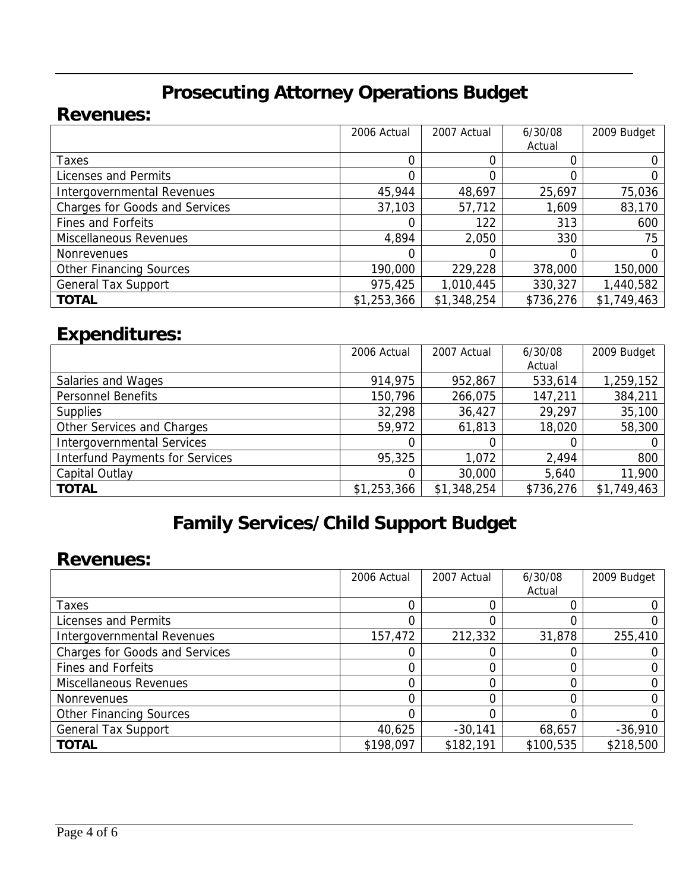# Prosecuting Attorney Operations Budget

## Revenues:

| | 2006 Actual | 2007 Actual | 6/30/08 Actual | 2009 Budget |
|---|---|---|---|---|
| Taxes | 0 | 0 | 0 | 0 |
| Licenses and Permits | 0 | 0 | 0 | 0 |
| Intergovernmental Revenues | 45,944 | 48,697 | 25,697 | 75,036 |
| Charges for Goods and Services | 37,103 | 57,712 | 1,609 | 83,170 |
| Fines and Forfeits | 0 | 122 | 313 | 600 |
| Miscellaneous Revenues | 4,894 | 2,050 | 330 | 75 |
| Nonrevenues | 0 | 0 | 0 | 0 |
| Other Financing Sources | 190,000 | 229,228 | 378,000 | 150,000 |
| General Tax Support | 975,425 | 1,010,445 | 330,327 | 1,440,582 |
| **TOTAL** | $1,253,366 | $1,348,254 | $736,276 | $1,749,463 |

## Expenditures:

| | 2006 Actual | 2007 Actual | 6/30/08 Actual | 2009 Budget |
|---|---|---|---|---|
| Salaries and Wages | 914,975 | 952,867 | 533,614 | 1,259,152 |
| Personnel Benefits | 150,796 | 266,075 | 147,211 | 384,211 |
| Supplies | 32,298 | 36,427 | 29,297 | 35,100 |
| Other Services and Charges | 59,972 | 61,813 | 18,020 | 58,300 |
| Intergovernmental Services | 0 | 0 | 0 | 0 |
| Interfund Payments for Services | 95,325 | 1,072 | 2,494 | 800 |
| Capital Outlay | 0 | 30,000 | 5,640 | 11,900 |
| **TOTAL** | $1,253,366 | $1,348,254 | $736,276 | $1,749,463 |

# Family Services/Child Support Budget

## Revenues:

| | 2006 Actual | 2007 Actual | 6/30/08 Actual | 2009 Budget |
|---|---|---|---|---|
| Taxes | 0 | 0 | 0 | 0 |
| Licenses and Permits | 0 | 0 | 0 | 0 |
| Intergovernmental Revenues | 157,472 | 212,332 | 31,878 | 255,410 |
| Charges for Goods and Services | 0 | 0 | 0 | 0 |
| Fines and Forfeits | 0 | 0 | 0 | 0 |
| Miscellaneous Revenues | 0 | 0 | 0 | 0 |
| Nonrevenues | 0 | 0 | 0 | 0 |
| Other Financing Sources | 0 | 0 | 0 | 0 |
| General Tax Support | 40,625 | -30,141 | 68,657 | -36,910 |
| **TOTAL** | $198,097 | $182,191 | $100,535 | $218,500 |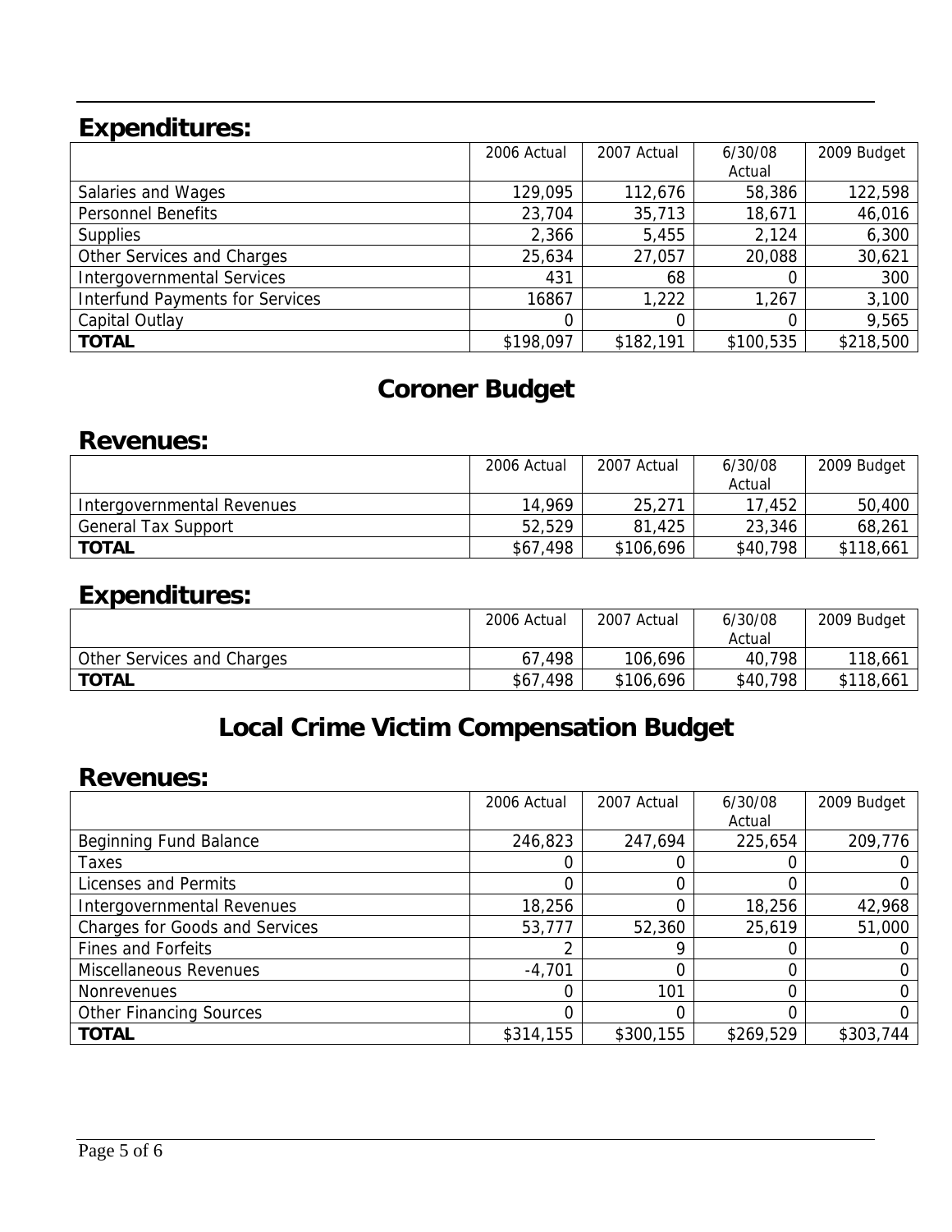## Expenditures:

| | 2006 Actual | 2007 Actual | 6/30/08 Actual | 2009 Budget |
|---|---|---|---|---|
| Salaries and Wages | 129,095 | 112,676 | 58,386 | 122,598 |
| Personnel Benefits | 23,704 | 35,713 | 18,671 | 46,016 |
| Supplies | 2,366 | 5,455 | 2,124 | 6,300 |
| Other Services and Charges | 25,634 | 27,057 | 20,088 | 30,621 |
| Intergovernmental Services | 431 | 68 | 0 | 300 |
| Interfund Payments for Services | 16867 | 1,222 | 1,267 | 3,100 |
| Capital Outlay | 0 | 0 | 0 | 9,565 |
| **TOTAL** | $198,097 | $182,191 | $100,535 | $218,500 |

# Coroner Budget

## Revenues:

| | 2006 Actual | 2007 Actual | 6/30/08 Actual | 2009 Budget |
|---|---|---|---|---|
| Intergovernmental Revenues | 14,969 | 25,271 | 17,452 | 50,400 |
| General Tax Support | 52,529 | 81,425 | 23,346 | 68,261 |
| **TOTAL** | $67,498 | $106,696 | $40,798 | $118,661 |

## Expenditures:

| | 2006 Actual | 2007 Actual | 6/30/08 Actual | 2009 Budget |
|---|---|---|---|---|
| Other Services and Charges | 67,498 | 106,696 | 40,798 | 118,661 |
| **TOTAL** | $67,498 | $106,696 | $40,798 | $118,661 |

# Local Crime Victim Compensation Budget

## Revenues:

| | 2006 Actual | 2007 Actual | 6/30/08 Actual | 2009 Budget |
|---|---|---|---|---|
| Beginning Fund Balance | 246,823 | 247,694 | 225,654 | 209,776 |
| Taxes | 0 | 0 | 0 | 0 |
| Licenses and Permits | 0 | 0 | 0 | 0 |
| Intergovernmental Revenues | 18,256 | 0 | 18,256 | 42,968 |
| Charges for Goods and Services | 53,777 | 52,360 | 25,619 | 51,000 |
| Fines and Forfeits | 2 | 9 | 0 | 0 |
| Miscellaneous Revenues | -4,701 | 0 | 0 | 0 |
| Nonrevenues | 0 | 101 | 0 | 0 |
| Other Financing Sources | 0 | 0 | 0 | 0 |
| **TOTAL** | $314,155 | $300,155 | $269,529 | $303,744 |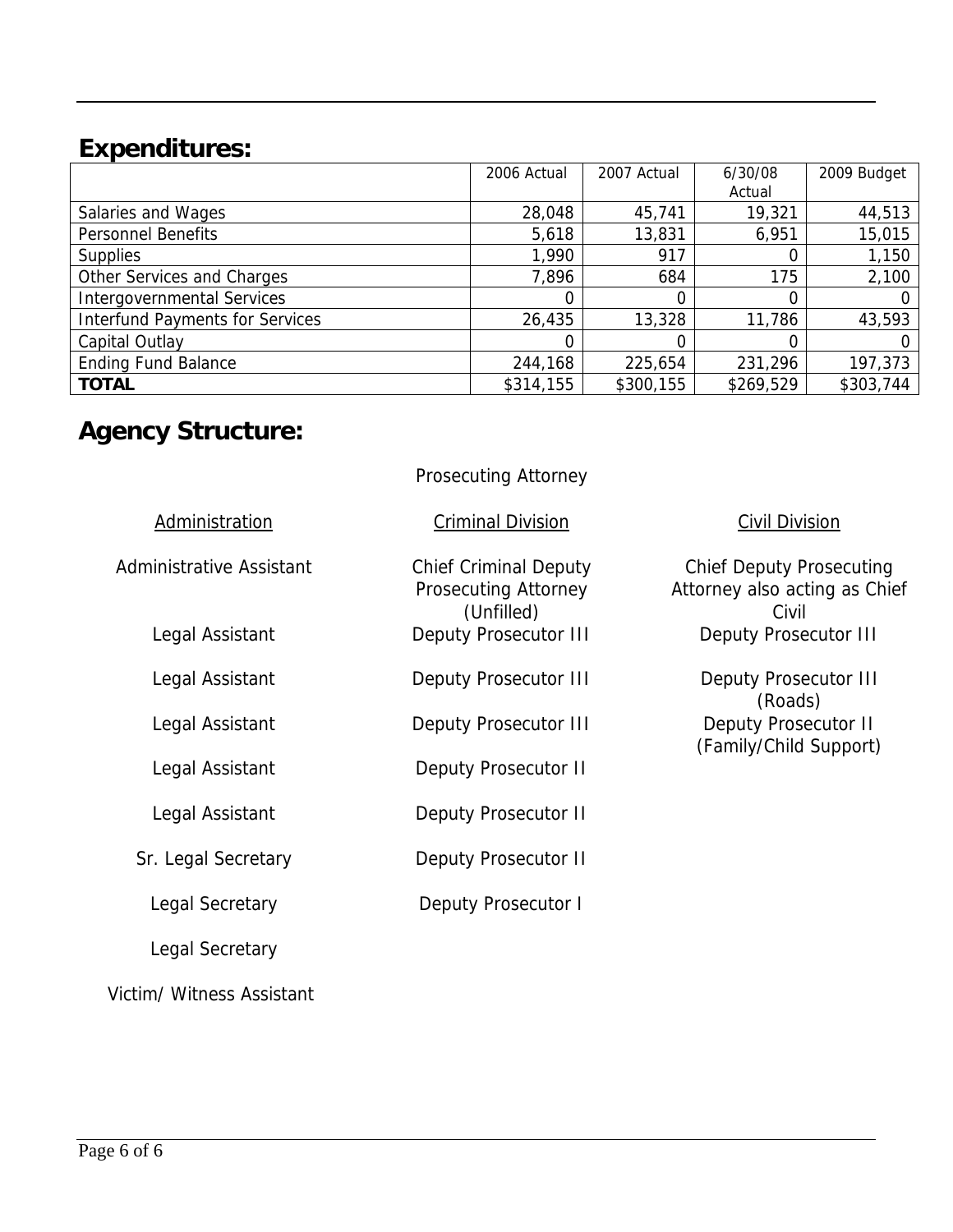## Expenditures:

| | 2006 Actual | 2007 Actual | 6/30/08 Actual | 2009 Budget |
|---|---|---|---|---|
| Salaries and Wages | 28,048 | 45,741 | 19,321 | 44,513 |
| Personnel Benefits | 5,618 | 13,831 | 6,951 | 15,015 |
| Supplies | 1,990 | 917 | 0 | 1,150 |
| Other Services and Charges | 7,896 | 684 | 175 | 2,100 |
| Intergovernmental Services | 0 | 0 | 0 | 0 |
| Interfund Payments for Services | 26,435 | 13,328 | 11,786 | 43,593 |
| Capital Outlay | 0 | 0 | 0 | 0 |
| Ending Fund Balance | 244,168 | 225,654 | 231,296 | 197,373 |
| **TOTAL** | $314,155 | $300,155 | $269,529 | $303,744 |

## Agency Structure:

Prosecuting Attorney

| Administration | Criminal Division | Civil Division |
|---|---|---|
| Administrative Assistant | Chief Criminal Deputy Prosecuting Attorney (Unfilled) | Chief Deputy Prosecuting Attorney also acting as Chief Civil |
| Legal Assistant | Deputy Prosecutor III | Deputy Prosecutor III |
| Legal Assistant | Deputy Prosecutor III | Deputy Prosecutor III (Roads) |
| Legal Assistant | Deputy Prosecutor III | Deputy Prosecutor II (Family/Child Support) |
| Legal Assistant | Deputy Prosecutor II | |
| Legal Assistant | Deputy Prosecutor II | |
| Sr. Legal Secretary | Deputy Prosecutor II | |
| Legal Secretary | Deputy Prosecutor I | |
| Legal Secretary | | |
| Victim/ Witness Assistant | | |